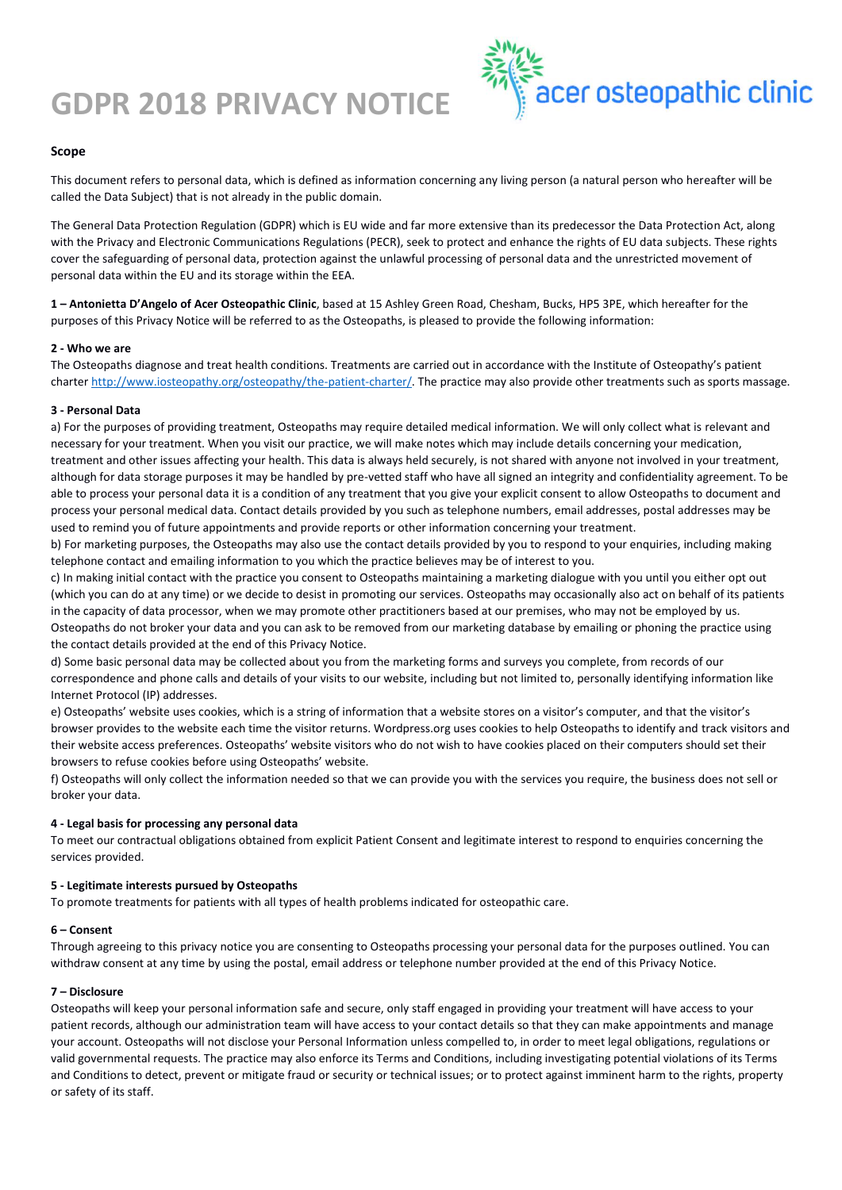# GDPR 2018 PRIVACY NOTICE

acer osteopathic clinic

**Scope**

This document refers to personal data, which is defined as information concerning any living person (a natural person who hereafter will be called the Data Subject) that is not already in the public domain.

The General Data Protection Regulation (GDPR) which is EU wide and far more extensive than its predecessor the Data Protection Act, along with the Privacy and Electronic Communications Regulations (PECR), seek to protect and enhance the rights of EU data subjects. These rights cover the safeguarding of personal data, protection against the unlawful processing of personal data and the unrestricted movement of personal data within the EU and its storage within the EEA.

**1 – Antonietta D'Angelo of Acer Osteopathic Clinic**, based at 15 Ashley Green Road, Chesham, Bucks, HP5 3PE, which hereafter for the purposes of this Privacy Notice will be referred to as the Osteopaths, is pleased to provide the following information:

**2 - Who we are**

The Osteopaths diagnose and treat health conditions. Treatments are carried out in accordance with the Institute of Osteopathy's patient charter http://www.iosteopathy.org/osteopathy/the-patient-charter/. The practice may also provide other treatments such as sports massage.

**3 - Personal Data**

a) For the purposes of providing treatment, Osteopaths may require detailed medical information. We will only collect what is relevant and necessary for your treatment. When you visit our practice, we will make notes which may include details concerning your medication, treatment and other issues affecting your health. This data is always held securely, is not shared with anyone not involved in your treatment, although for data storage purposes it may be handled by pre-vetted staff who have all signed an integrity and confidentiality agreement. To be able to process your personal data it is a condition of any treatment that you give your explicit consent to allow Osteopaths to document and process your personal medical data. Contact details provided by you such as telephone numbers, email addresses, postal addresses may be used to remind you of future appointments and provide reports or other information concerning your treatment.

b) For marketing purposes, the Osteopaths may also use the contact details provided by you to respond to your enquiries, including making telephone contact and emailing information to you which the practice believes may be of interest to you.

c) In making initial contact with the practice you consent to Osteopaths maintaining a marketing dialogue with you until you either opt out (which you can do at any time) or we decide to desist in promoting our services. Osteopaths may occasionally also act on behalf of its patients in the capacity of data processor, when we may promote other practitioners based at our premises, who may not be employed by us. Osteopaths do not broker your data and you can ask to be removed from our marketing database by emailing or phoning the practice using the contact details provided at the end of this Privacy Notice.

d) Some basic personal data may be collected about you from the marketing forms and surveys you complete, from records of our correspondence and phone calls and details of your visits to our website, including but not limited to, personally identifying information like Internet Protocol (IP) addresses.

e) Osteopaths' website uses cookies, which is a string of information that a website stores on a visitor's computer, and that the visitor's browser provides to the website each time the visitor returns. Wordpress.org uses cookies to help Osteopaths to identify and track visitors and their website access preferences. Osteopaths' website visitors who do not wish to have cookies placed on their computers should set their browsers to refuse cookies before using Osteopaths' website.

f) Osteopaths will only collect the information needed so that we can provide you with the services you require, the business does not sell or broker your data.

**4 - Legal basis for processing any personal data**

To meet our contractual obligations obtained from explicit Patient Consent and legitimate interest to respond to enquiries concerning the services provided.

**5 - Legitimate interests pursued by Osteopaths**

To promote treatments for patients with all types of health problems indicated for osteopathic care.

**6 – Consent**

Through agreeing to this privacy notice you are consenting to Osteopaths processing your personal data for the purposes outlined. You can withdraw consent at any time by using the postal, email address or telephone number provided at the end of this Privacy Notice.

**7 – Disclosure**

Osteopaths will keep your personal information safe and secure, only staff engaged in providing your treatment will have access to your patient records, although our administration team will have access to your contact details so that they can make appointments and manage your account. Osteopaths will not disclose your Personal Information unless compelled to, in order to meet legal obligations, regulations or valid governmental requests. The practice may also enforce its Terms and Conditions, including investigating potential violations of its Terms and Conditions to detect, prevent or mitigate fraud or security or technical issues; or to protect against imminent harm to the rights, property or safety of its staff.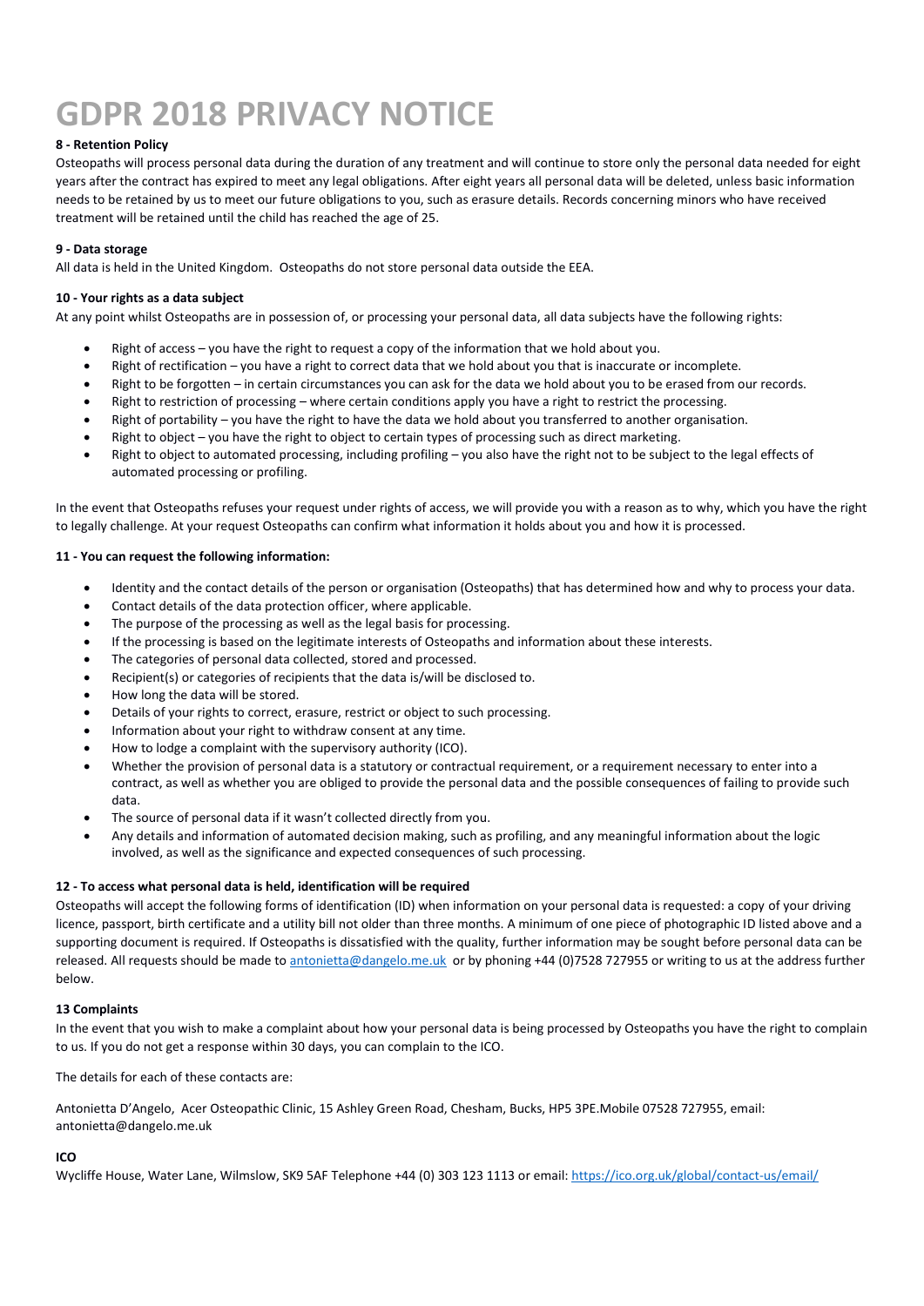# GDPR 2018 PRIVACY NOTICE

**8 - Retention Policy**

Osteopaths will process personal data during the duration of any treatment and will continue to store only the personal data needed for eight years after the contract has expired to meet any legal obligations. After eight years all personal data will be deleted, unless basic information needs to be retained by us to meet our future obligations to you, such as erasure details. Records concerning minors who have received treatment will be retained until the child has reached the age of 25.

**9 - Data storage**

All data is held in the United Kingdom. Osteopaths do not store personal data outside the EEA.

**10 - Your rights as a data subject**

At any point whilst Osteopaths are in possession of, or processing your personal data, all data subjects have the following rights:

- Right of access – you have the right to request a copy of the information that we hold about you.
- Right of rectification – you have a right to correct data that we hold about you that is inaccurate or incomplete.
- Right to be forgotten – in certain circumstances you can ask for the data we hold about you to be erased from our records.
- Right to restriction of processing – where certain conditions apply you have a right to restrict the processing.
- Right of portability – you have the right to have the data we hold about you transferred to another organisation.
- Right to object – you have the right to object to certain types of processing such as direct marketing.
- Right to object to automated processing, including profiling – you also have the right not to be subject to the legal effects of automated processing or profiling.

In the event that Osteopaths refuses your request under rights of access, we will provide you with a reason as to why, which you have the right to legally challenge. At your request Osteopaths can confirm what information it holds about you and how it is processed.

**11 - You can request the following information:**

- Identity and the contact details of the person or organisation (Osteopaths) that has determined how and why to process your data.
- Contact details of the data protection officer, where applicable.
- The purpose of the processing as well as the legal basis for processing.
- If the processing is based on the legitimate interests of Osteopaths and information about these interests.
- The categories of personal data collected, stored and processed.
- Recipient(s) or categories of recipients that the data is/will be disclosed to.
- How long the data will be stored.
- Details of your rights to correct, erasure, restrict or object to such processing.
- Information about your right to withdraw consent at any time.
- How to lodge a complaint with the supervisory authority (ICO).
- Whether the provision of personal data is a statutory or contractual requirement, or a requirement necessary to enter into a contract, as well as whether you are obliged to provide the personal data and the possible consequences of failing to provide such data.
- The source of personal data if it wasn't collected directly from you.
- Any details and information of automated decision making, such as profiling, and any meaningful information about the logic involved, as well as the significance and expected consequences of such processing.

**12 - To access what personal data is held, identification will be required**

Osteopaths will accept the following forms of identification (ID) when information on your personal data is requested: a copy of your driving licence, passport, birth certificate and a utility bill not older than three months. A minimum of one piece of photographic ID listed above and a supporting document is required. If Osteopaths is dissatisfied with the quality, further information may be sought before personal data can be released. All requests should be made to antonietta@dangelo.me.uk or by phoning +44 (0)7528 727955 or writing to us at the address further below.

**13 Complaints**

In the event that you wish to make a complaint about how your personal data is being processed by Osteopaths you have the right to complain to us. If you do not get a response within 30 days, you can complain to the ICO.

The details for each of these contacts are:

Antonietta D'Angelo, Acer Osteopathic Clinic, 15 Ashley Green Road, Chesham, Bucks, HP5 3PE.Mobile 07528 727955, email: antonietta@dangelo.me.uk

**ICO**

Wycliffe House, Water Lane, Wilmslow, SK9 5AF Telephone +44 (0) 303 123 1113 or email: https://ico.org.uk/global/contact-us/email/